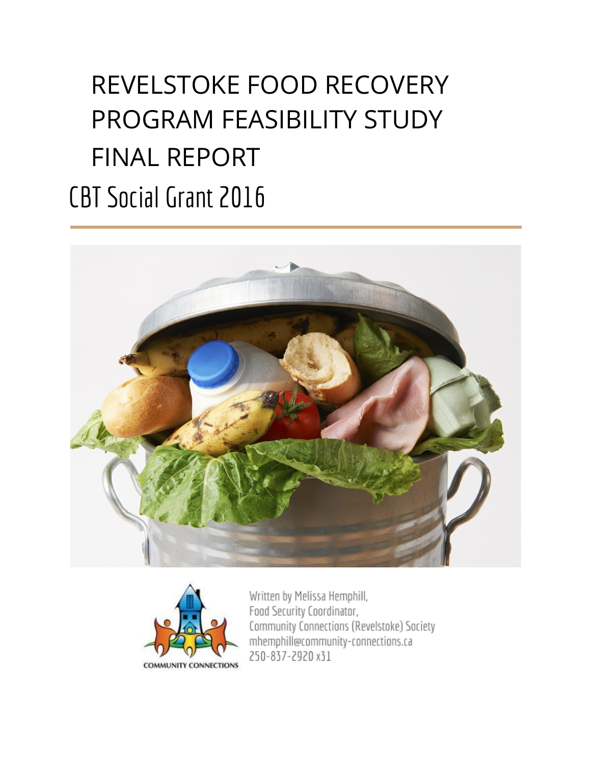# REVELSTOKE FOOD RECOVERY PROGRAM FEASIBILITY STUDY FINAL REPORT

## CBT Social Grant 2016

COMMUNITY CONNECTIONS

Written by Melissa Hemphill,
Food Security Coordinator,
Community Connections (Revelstoke) Society
mhemphill@community-connections.ca
250-837-2920 x31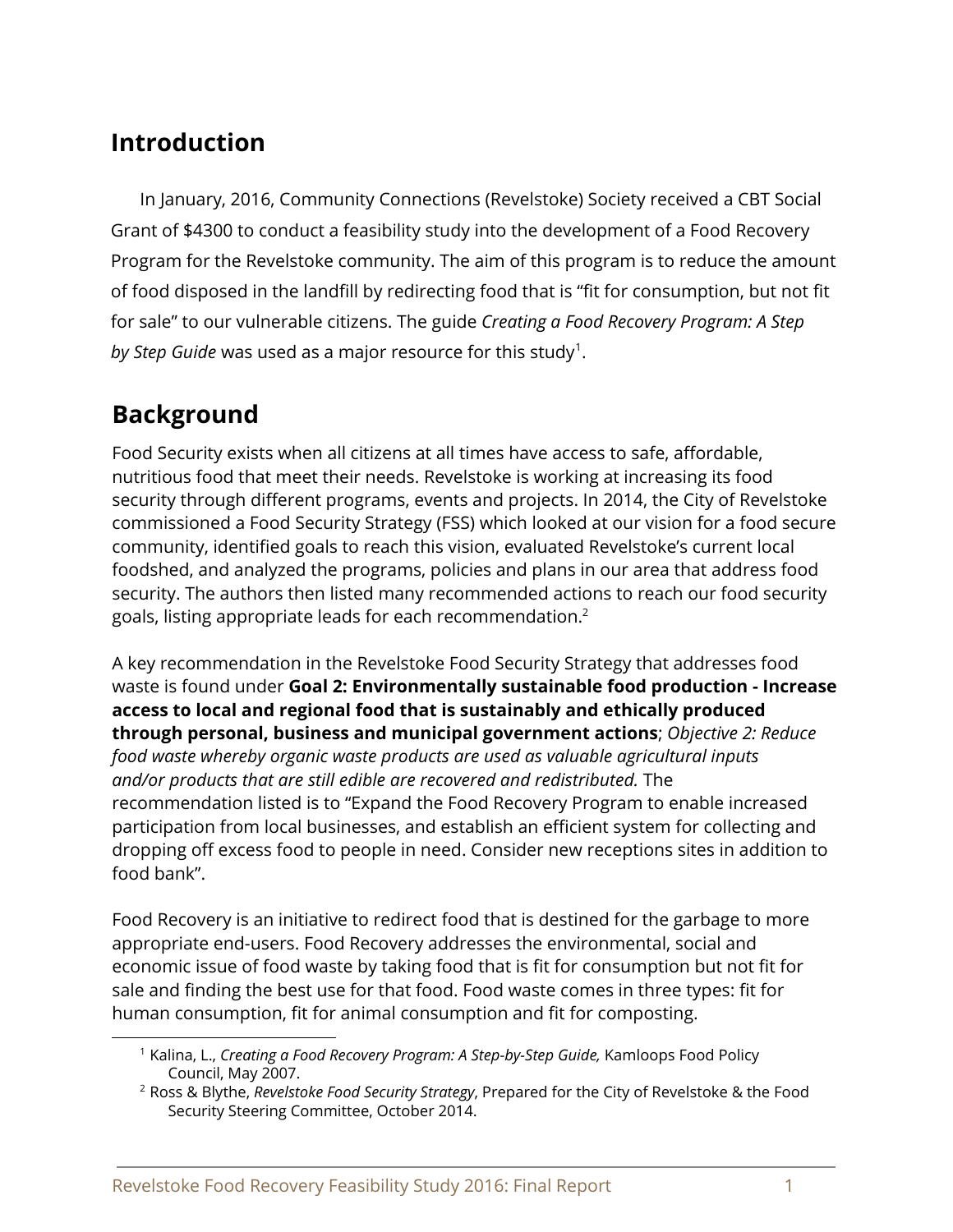## Introduction

In January, 2016, Community Connections (Revelstoke) Society received a CBT Social Grant of $4300 to conduct a feasibility study into the development of a Food Recovery Program for the Revelstoke community. The aim of this program is to reduce the amount of food disposed in the landfill by redirecting food that is "fit for consumption, but not fit for sale" to our vulnerable citizens. The guide *Creating a Food Recovery Program: A Step by Step Guide* was used as a major resource for this study[1].

## Background

Food Security exists when all citizens at all times have access to safe, affordable, nutritious food that meet their needs. Revelstoke is working at increasing its food security through different programs, events and projects. In 2014, the City of Revelstoke commissioned a Food Security Strategy (FSS) which looked at our vision for a food secure community, identified goals to reach this vision, evaluated Revelstoke's current local foodshed, and analyzed the programs, policies and plans in our area that address food security. The authors then listed many recommended actions to reach our food security goals, listing appropriate leads for each recommendation.[2]

A key recommendation in the Revelstoke Food Security Strategy that addresses food waste is found under **Goal 2: Environmentally sustainable food production - Increase access to local and regional food that is sustainably and ethically produced through personal, business and municipal government actions**; *Objective 2: Reduce food waste whereby organic waste products are used as valuable agricultural inputs and/or products that are still edible are recovered and redistributed.* The recommendation listed is to "Expand the Food Recovery Program to enable increased participation from local businesses, and establish an efficient system for collecting and dropping off excess food to people in need. Consider new receptions sites in addition to food bank".

Food Recovery is an initiative to redirect food that is destined for the garbage to more appropriate end-users. Food Recovery addresses the environmental, social and economic issue of food waste by taking food that is fit for consumption but not fit for sale and finding the best use for that food. Food waste comes in three types: fit for human consumption, fit for animal consumption and fit for composting.

---

[1] Kalina, L., *Creating a Food Recovery Program: A Step-by-Step Guide,* Kamloops Food Policy Council, May 2007.

[2] Ross & Blythe, *Revelstoke Food Security Strategy*, Prepared for the City of Revelstoke & the Food Security Steering Committee, October 2014.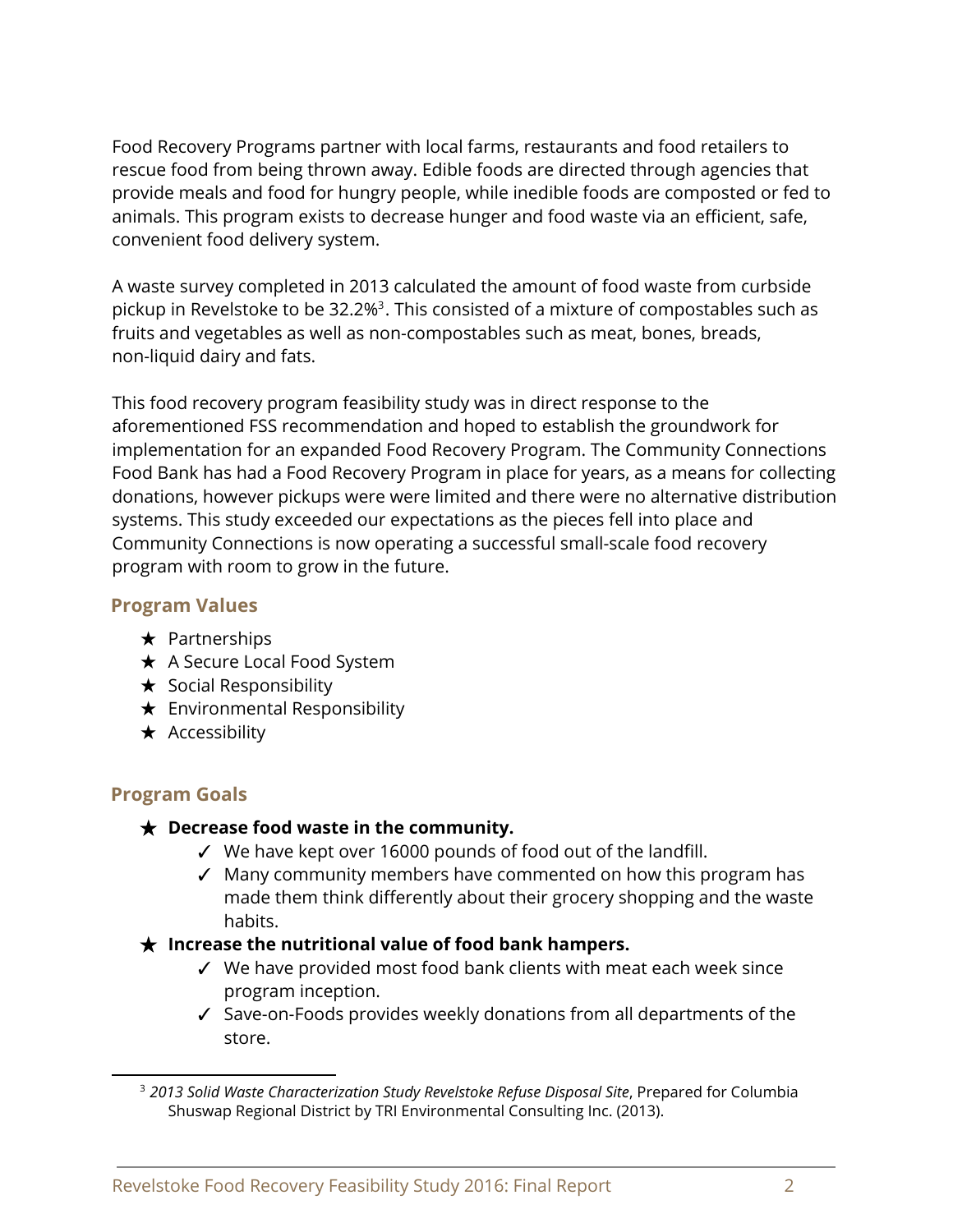Food Recovery Programs partner with local farms, restaurants and food retailers to rescue food from being thrown away. Edible foods are directed through agencies that provide meals and food for hungry people, while inedible foods are composted or fed to animals. This program exists to decrease hunger and food waste via an efficient, safe, convenient food delivery system.

A waste survey completed in 2013 calculated the amount of food waste from curbside pickup in Revelstoke to be 32.2%[3]. This consisted of a mixture of compostables such as fruits and vegetables as well as non-compostables such as meat, bones, breads, non-liquid dairy and fats.

This food recovery program feasibility study was in direct response to the aforementioned FSS recommendation and hoped to establish the groundwork for implementation for an expanded Food Recovery Program. The Community Connections Food Bank has had a Food Recovery Program in place for years, as a means for collecting donations, however pickups were were limited and there were no alternative distribution systems. This study exceeded our expectations as the pieces fell into place and Community Connections is now operating a successful small-scale food recovery program with room to grow in the future.

### Program Values

- ★ Partnerships
- ★ A Secure Local Food System
- ★ Social Responsibility
- ★ Environmental Responsibility
- ★ Accessibility

### Program Goals

- ★ **Decrease food waste in the community.**
  - ✓ We have kept over 16000 pounds of food out of the landfill.
  - ✓ Many community members have commented on how this program has made them think differently about their grocery shopping and the waste habits.
- ★ **Increase the nutritional value of food bank hampers.**
  - ✓ We have provided most food bank clients with meat each week since program inception.
  - ✓ Save-on-Foods provides weekly donations from all departments of the store.

[3] *2013 Solid Waste Characterization Study Revelstoke Refuse Disposal Site*, Prepared for Columbia Shuswap Regional District by TRI Environmental Consulting Inc. (2013).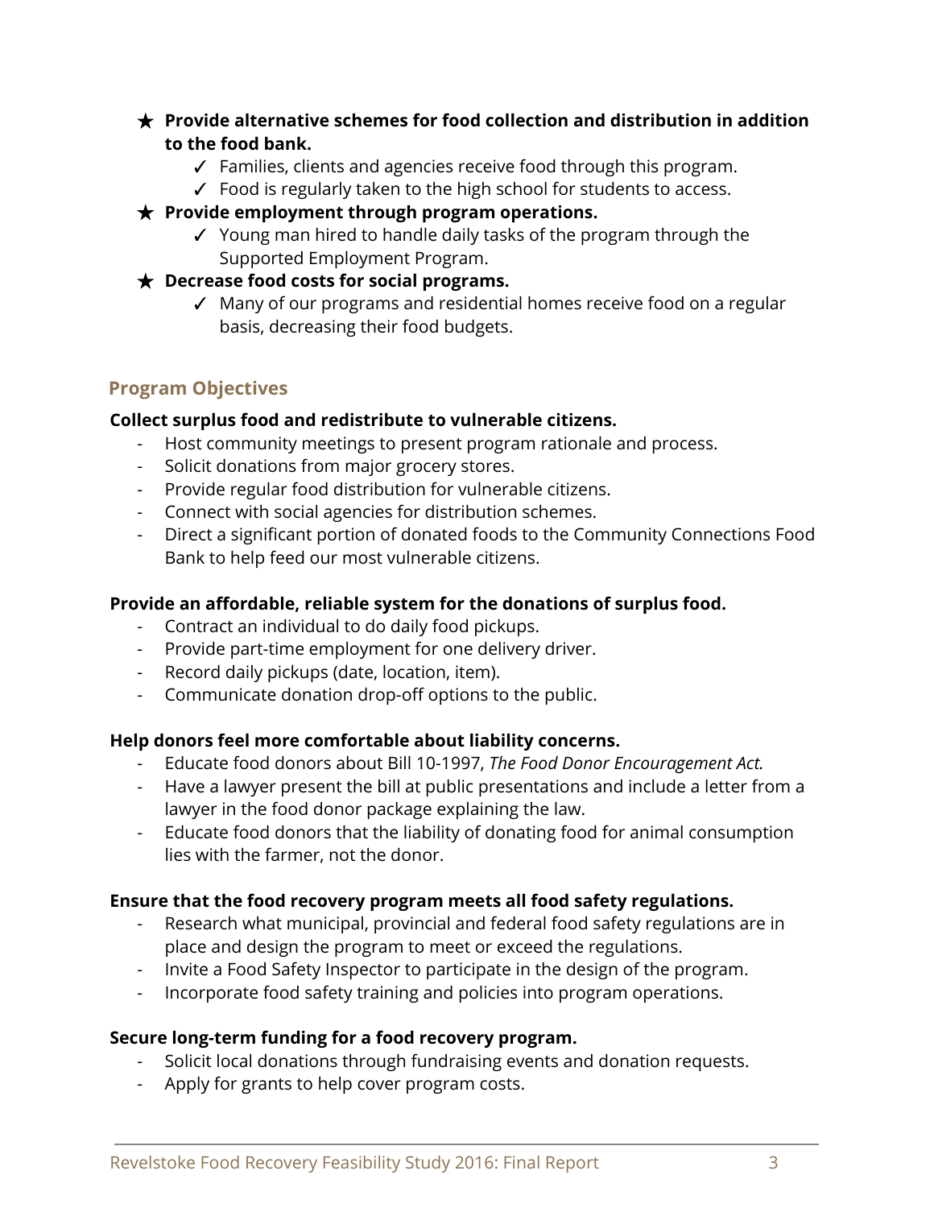- ★ **Provide alternative schemes for food collection and distribution in addition to the food bank.**
  - ✓ Families, clients and agencies receive food through this program.
  - ✓ Food is regularly taken to the high school for students to access.
- ★ **Provide employment through program operations.**
  - ✓ Young man hired to handle daily tasks of the program through the Supported Employment Program.
- ★ **Decrease food costs for social programs.**
  - ✓ Many of our programs and residential homes receive food on a regular basis, decreasing their food budgets.

## Program Objectives

**Collect surplus food and redistribute to vulnerable citizens.**

- Host community meetings to present program rationale and process.
- Solicit donations from major grocery stores.
- Provide regular food distribution for vulnerable citizens.
- Connect with social agencies for distribution schemes.
- Direct a significant portion of donated foods to the Community Connections Food Bank to help feed our most vulnerable citizens.

**Provide an affordable, reliable system for the donations of surplus food.**

- Contract an individual to do daily food pickups.
- Provide part-time employment for one delivery driver.
- Record daily pickups (date, location, item).
- Communicate donation drop-off options to the public.

**Help donors feel more comfortable about liability concerns.**

- Educate food donors about Bill 10-1997, *The Food Donor Encouragement Act.*
- Have a lawyer present the bill at public presentations and include a letter from a lawyer in the food donor package explaining the law.
- Educate food donors that the liability of donating food for animal consumption lies with the farmer, not the donor.

**Ensure that the food recovery program meets all food safety regulations.**

- Research what municipal, provincial and federal food safety regulations are in place and design the program to meet or exceed the regulations.
- Invite a Food Safety Inspector to participate in the design of the program.
- Incorporate food safety training and policies into program operations.

**Secure long-term funding for a food recovery program.**

- Solicit local donations through fundraising events and donation requests.
- Apply for grants to help cover program costs.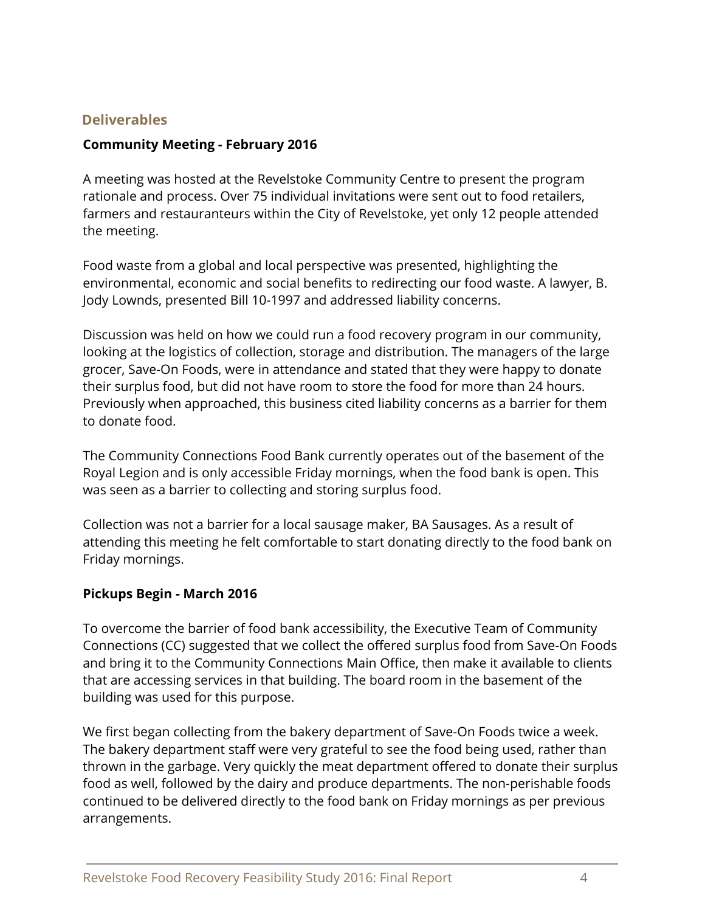## Deliverables

**Community Meeting - February 2016**

A meeting was hosted at the Revelstoke Community Centre to present the program rationale and process. Over 75 individual invitations were sent out to food retailers, farmers and restauranteurs within the City of Revelstoke, yet only 12 people attended the meeting.

Food waste from a global and local perspective was presented, highlighting the environmental, economic and social benefits to redirecting our food waste. A lawyer, B. Jody Lownds, presented Bill 10-1997 and addressed liability concerns.

Discussion was held on how we could run a food recovery program in our community, looking at the logistics of collection, storage and distribution. The managers of the large grocer, Save-On Foods, were in attendance and stated that they were happy to donate their surplus food, but did not have room to store the food for more than 24 hours. Previously when approached, this business cited liability concerns as a barrier for them to donate food.

The Community Connections Food Bank currently operates out of the basement of the Royal Legion and is only accessible Friday mornings, when the food bank is open. This was seen as a barrier to collecting and storing surplus food.

Collection was not a barrier for a local sausage maker, BA Sausages. As a result of attending this meeting he felt comfortable to start donating directly to the food bank on Friday mornings.

**Pickups Begin - March 2016**

To overcome the barrier of food bank accessibility, the Executive Team of Community Connections (CC) suggested that we collect the offered surplus food from Save-On Foods and bring it to the Community Connections Main Office, then make it available to clients that are accessing services in that building. The board room in the basement of the building was used for this purpose.

We first began collecting from the bakery department of Save-On Foods twice a week. The bakery department staff were very grateful to see the food being used, rather than thrown in the garbage. Very quickly the meat department offered to donate their surplus food as well, followed by the dairy and produce departments. The non-perishable foods continued to be delivered directly to the food bank on Friday mornings as per previous arrangements.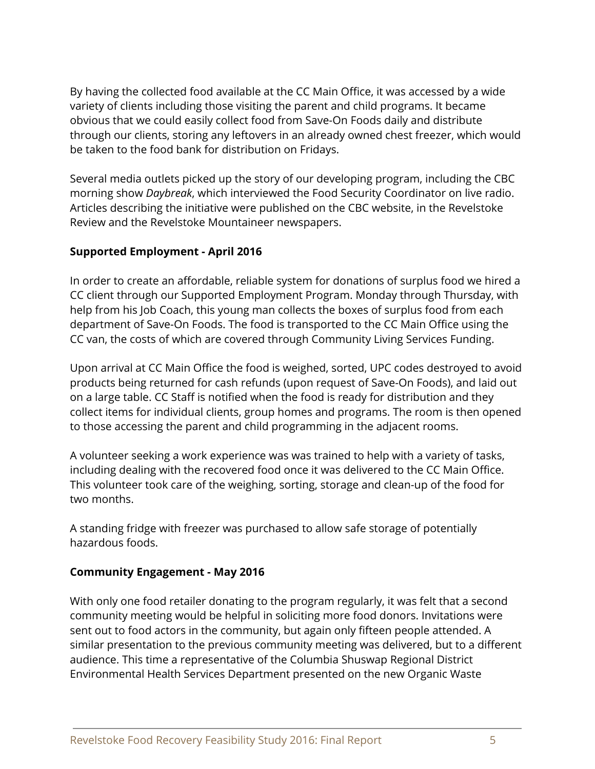By having the collected food available at the CC Main Office, it was accessed by a wide variety of clients including those visiting the parent and child programs. It became obvious that we could easily collect food from Save-On Foods daily and distribute through our clients, storing any leftovers in an already owned chest freezer, which would be taken to the food bank for distribution on Fridays.

Several media outlets picked up the story of our developing program, including the CBC morning show *Daybreak*, which interviewed the Food Security Coordinator on live radio. Articles describing the initiative were published on the CBC website, in the Revelstoke Review and the Revelstoke Mountaineer newspapers.

**Supported Employment - April 2016**

In order to create an affordable, reliable system for donations of surplus food we hired a CC client through our Supported Employment Program. Monday through Thursday, with help from his Job Coach, this young man collects the boxes of surplus food from each department of Save-On Foods. The food is transported to the CC Main Office using the CC van, the costs of which are covered through Community Living Services Funding.

Upon arrival at CC Main Office the food is weighed, sorted, UPC codes destroyed to avoid products being returned for cash refunds (upon request of Save-On Foods), and laid out on a large table. CC Staff is notified when the food is ready for distribution and they collect items for individual clients, group homes and programs. The room is then opened to those accessing the parent and child programming in the adjacent rooms.

A volunteer seeking a work experience was was trained to help with a variety of tasks, including dealing with the recovered food once it was delivered to the CC Main Office. This volunteer took care of the weighing, sorting, storage and clean-up of the food for two months.

A standing fridge with freezer was purchased to allow safe storage of potentially hazardous foods.

**Community Engagement - May 2016**

With only one food retailer donating to the program regularly, it was felt that a second community meeting would be helpful in soliciting more food donors. Invitations were sent out to food actors in the community, but again only fifteen people attended. A similar presentation to the previous community meeting was delivered, but to a different audience. This time a representative of the Columbia Shuswap Regional District Environmental Health Services Department presented on the new Organic Waste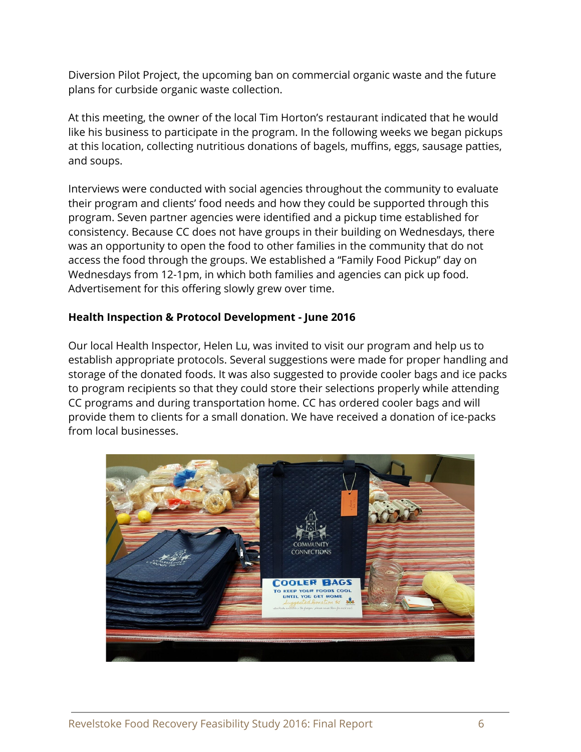Diversion Pilot Project, the upcoming ban on commercial organic waste and the future plans for curbside organic waste collection.

At this meeting, the owner of the local Tim Horton's restaurant indicated that he would like his business to participate in the program. In the following weeks we began pickups at this location, collecting nutritious donations of bagels, muffins, eggs, sausage patties, and soups.

Interviews were conducted with social agencies throughout the community to evaluate their program and clients' food needs and how they could be supported through this program. Seven partner agencies were identified and a pickup time established for consistency. Because CC does not have groups in their building on Wednesdays, there was an opportunity to open the food to other families in the community that do not access the food through the groups. We established a "Family Food Pickup" day on Wednesdays from 12-1pm, in which both families and agencies can pick up food. Advertisement for this offering slowly grew over time.

**Health Inspection & Protocol Development - June 2016**

Our local Health Inspector, Helen Lu, was invited to visit our program and help us to establish appropriate protocols. Several suggestions were made for proper handling and storage of the donated foods. It was also suggested to provide cooler bags and ice packs to program recipients so that they could store their selections properly while attending CC programs and during transportation home. CC has ordered cooler bags and will provide them to clients for a small donation. We have received a donation of ice-packs from local businesses.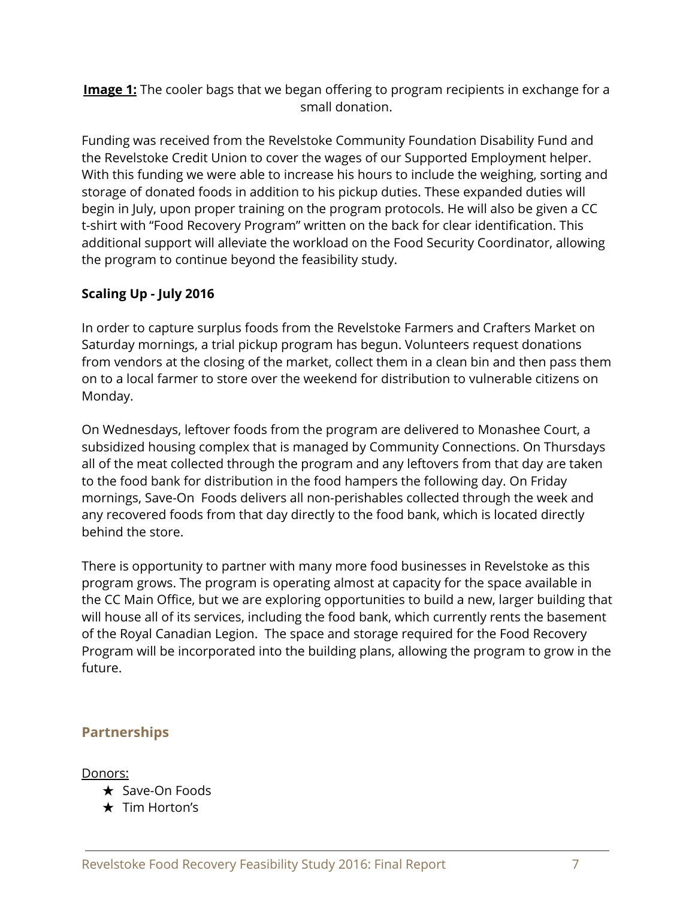**Image 1:** The cooler bags that we began offering to program recipients in exchange for a small donation.

Funding was received from the Revelstoke Community Foundation Disability Fund and the Revelstoke Credit Union to cover the wages of our Supported Employment helper. With this funding we were able to increase his hours to include the weighing, sorting and storage of donated foods in addition to his pickup duties. These expanded duties will begin in July, upon proper training on the program protocols. He will also be given a CC t-shirt with "Food Recovery Program" written on the back for clear identification. This additional support will alleviate the workload on the Food Security Coordinator, allowing the program to continue beyond the feasibility study.

**Scaling Up - July 2016**

In order to capture surplus foods from the Revelstoke Farmers and Crafters Market on Saturday mornings, a trial pickup program has begun. Volunteers request donations from vendors at the closing of the market, collect them in a clean bin and then pass them on to a local farmer to store over the weekend for distribution to vulnerable citizens on Monday.

On Wednesdays, leftover foods from the program are delivered to Monashee Court, a subsidized housing complex that is managed by Community Connections. On Thursdays all of the meat collected through the program and any leftovers from that day are taken to the food bank for distribution in the food hampers the following day. On Friday mornings, Save-On Foods delivers all non-perishables collected through the week and any recovered foods from that day directly to the food bank, which is located directly behind the store.

There is opportunity to partner with many more food businesses in Revelstoke as this program grows. The program is operating almost at capacity for the space available in the CC Main Office, but we are exploring opportunities to build a new, larger building that will house all of its services, including the food bank, which currently rents the basement of the Royal Canadian Legion. The space and storage required for the Food Recovery Program will be incorporated into the building plans, allowing the program to grow in the future.

## Partnerships

Donors:

- ★ Save-On Foods
- ★ Tim Horton's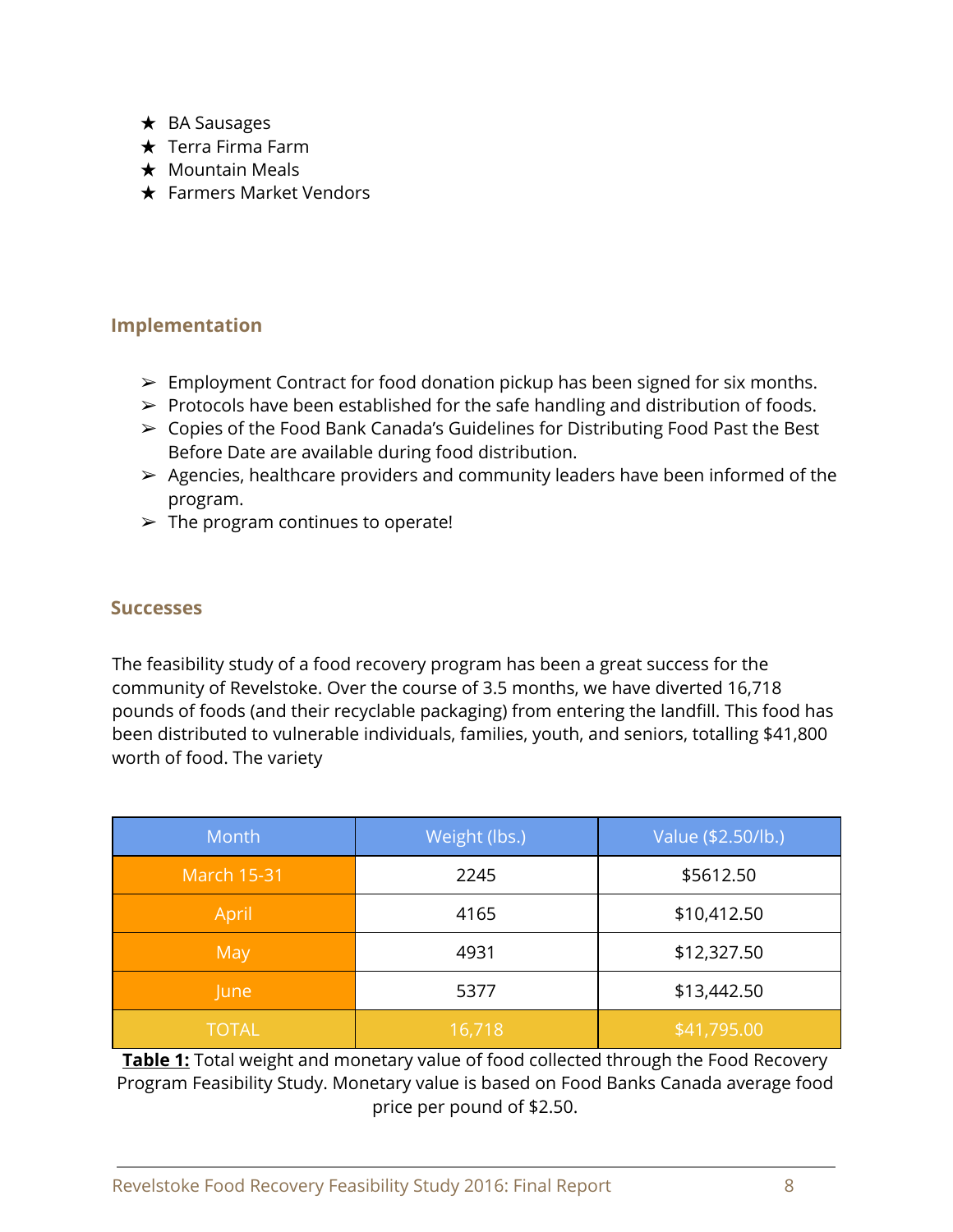- ★ BA Sausages
- ★ Terra Firma Farm
- ★ Mountain Meals
- ★ Farmers Market Vendors

## Implementation

- ➢ Employment Contract for food donation pickup has been signed for six months.
- ➢ Protocols have been established for the safe handling and distribution of foods.
- ➢ Copies of the Food Bank Canada's Guidelines for Distributing Food Past the Best Before Date are available during food distribution.
- ➢ Agencies, healthcare providers and community leaders have been informed of the program.
- ➢ The program continues to operate!

## Successes

The feasibility study of a food recovery program has been a great success for the community of Revelstoke. Over the course of 3.5 months, we have diverted 16,718 pounds of foods (and their recyclable packaging) from entering the landfill. This food has been distributed to vulnerable individuals, families, youth, and seniors, totalling $41,800 worth of food. The variety

| Month | Weight (lbs.) | Value ($2.50/lb.) |
|---|---|---|
| March 15-31 | 2245 | $5612.50 |
| April | 4165 | $10,412.50 |
| May | 4931 | $12,327.50 |
| June | 5377 | $13,442.50 |
| TOTAL | 16,718 | $41,795.00 |

**Table 1:** Total weight and monetary value of food collected through the Food Recovery Program Feasibility Study. Monetary value is based on Food Banks Canada average food price per pound of $2.50.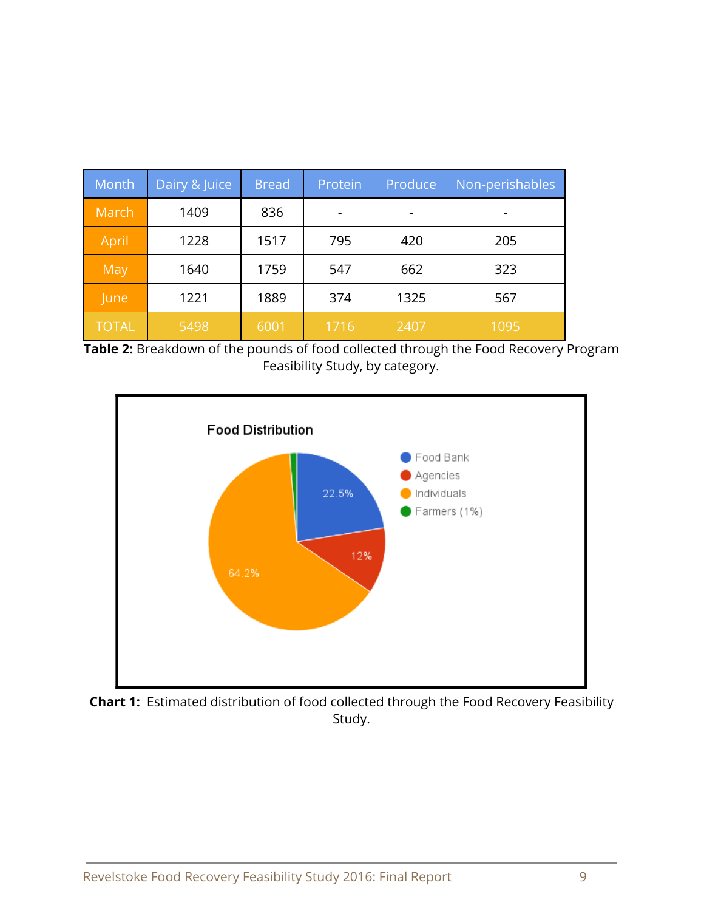| Month | Dairy & Juice | Bread | Protein | Produce | Non-perishables |
|---|---|---|---|---|---|
| March | 1409 | 836 | - | - | - |
| April | 1228 | 1517 | 795 | 420 | 205 |
| May | 1640 | 1759 | 547 | 662 | 323 |
| June | 1221 | 1889 | 374 | 1325 | 567 |
| TOTAL | 5498 | 6001 | 1716 | 2407 | 1095 |

**Table 2:** Breakdown of the pounds of food collected through the Food Recovery Program Feasibility Study, by category.

**Food Distribution**

| Category | Share |
|---|---|
| Food Bank | 22.5% |
| Agencies | 12% |
| Individuals | 64.2% |
| Farmers | 1% |

**Chart 1:** Estimated distribution of food collected through the Food Recovery Feasibility Study.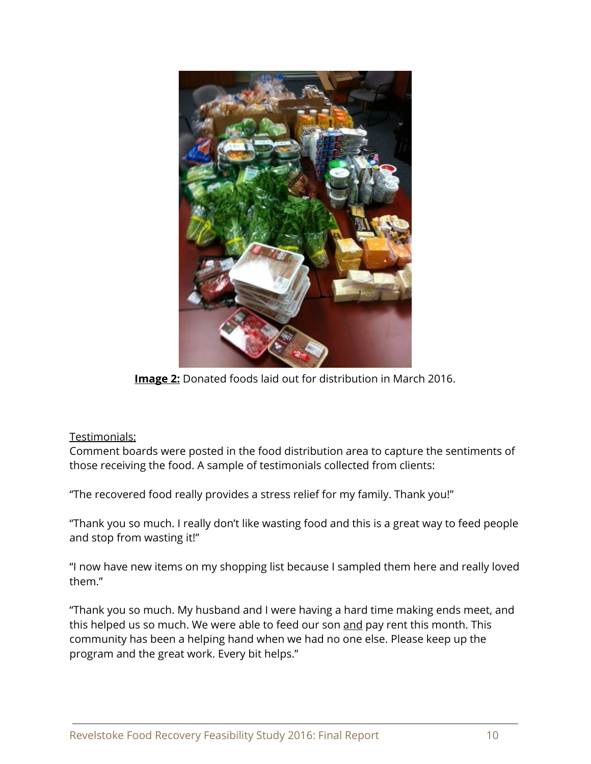**Image 2:** Donated foods laid out for distribution in March 2016.

Testimonials:

Comment boards were posted in the food distribution area to capture the sentiments of those receiving the food. A sample of testimonials collected from clients:

"The recovered food really provides a stress relief for my family. Thank you!"

"Thank you so much. I really don't like wasting food and this is a great way to feed people and stop from wasting it!"

"I now have new items on my shopping list because I sampled them here and really loved them."

"Thank you so much. My husband and I were having a hard time making ends meet, and this helped us so much. We were able to feed our son <u>and</u> pay rent this month. This community has been a helping hand when we had no one else. Please keep up the program and the great work. Every bit helps."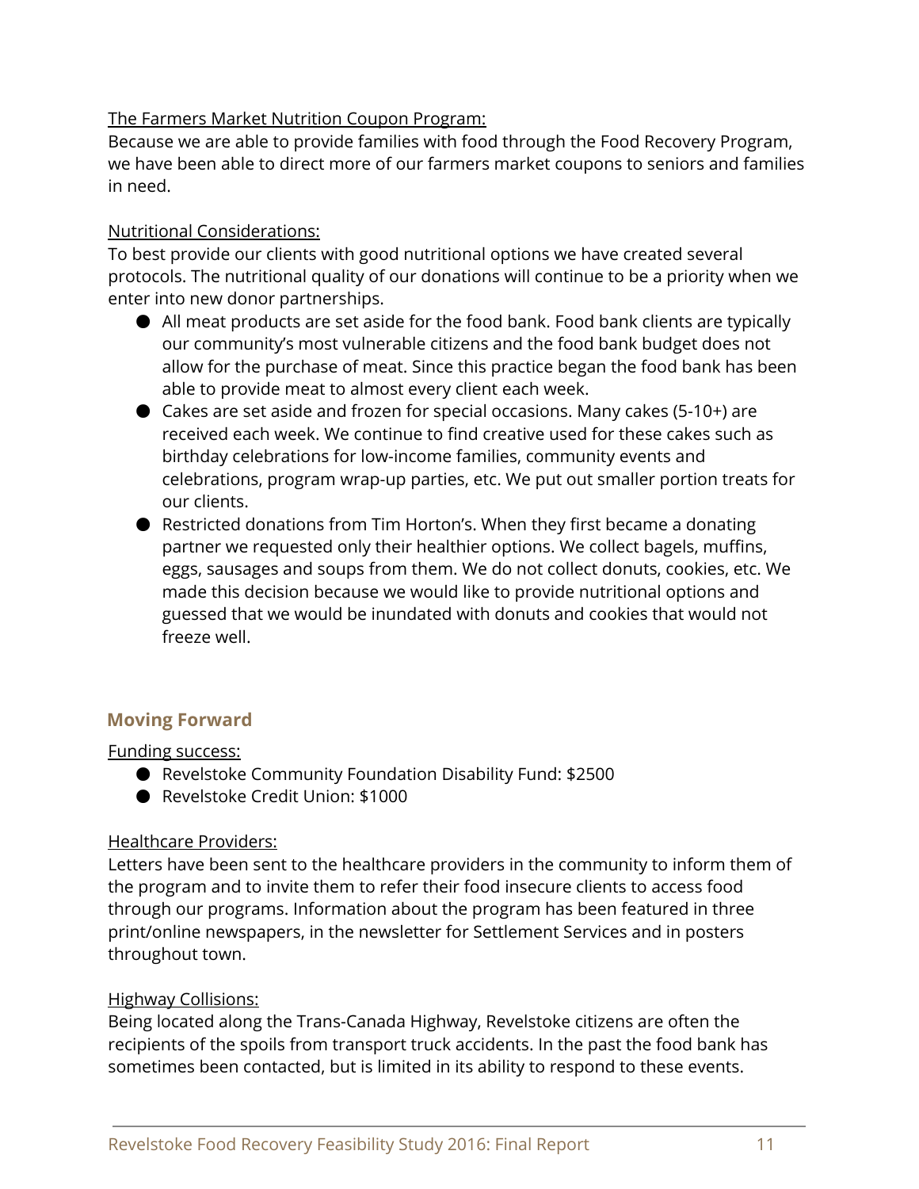<u>The Farmers Market Nutrition Coupon Program:</u>
Because we are able to provide families with food through the Food Recovery Program, we have been able to direct more of our farmers market coupons to seniors and families in need.

<u>Nutritional Considerations:</u>
To best provide our clients with good nutritional options we have created several protocols. The nutritional quality of our donations will continue to be a priority when we enter into new donor partnerships.

- All meat products are set aside for the food bank. Food bank clients are typically our community's most vulnerable citizens and the food bank budget does not allow for the purchase of meat. Since this practice began the food bank has been able to provide meat to almost every client each week.
- Cakes are set aside and frozen for special occasions. Many cakes (5-10+) are received each week. We continue to find creative used for these cakes such as birthday celebrations for low-income families, community events and celebrations, program wrap-up parties, etc. We put out smaller portion treats for our clients.
- Restricted donations from Tim Horton's. When they first became a donating partner we requested only their healthier options. We collect bagels, muffins, eggs, sausages and soups from them. We do not collect donuts, cookies, etc. We made this decision because we would like to provide nutritional options and guessed that we would be inundated with donuts and cookies that would not freeze well.

## Moving Forward

<u>Funding success:</u>

- Revelstoke Community Foundation Disability Fund: $2500
- Revelstoke Credit Union: $1000

<u>Healthcare Providers:</u>
Letters have been sent to the healthcare providers in the community to inform them of the program and to invite them to refer their food insecure clients to access food through our programs. Information about the program has been featured in three print/online newspapers, in the newsletter for Settlement Services and in posters throughout town.

<u>Highway Collisions:</u>
Being located along the Trans-Canada Highway, Revelstoke citizens are often the recipients of the spoils from transport truck accidents. In the past the food bank has sometimes been contacted, but is limited in its ability to respond to these events.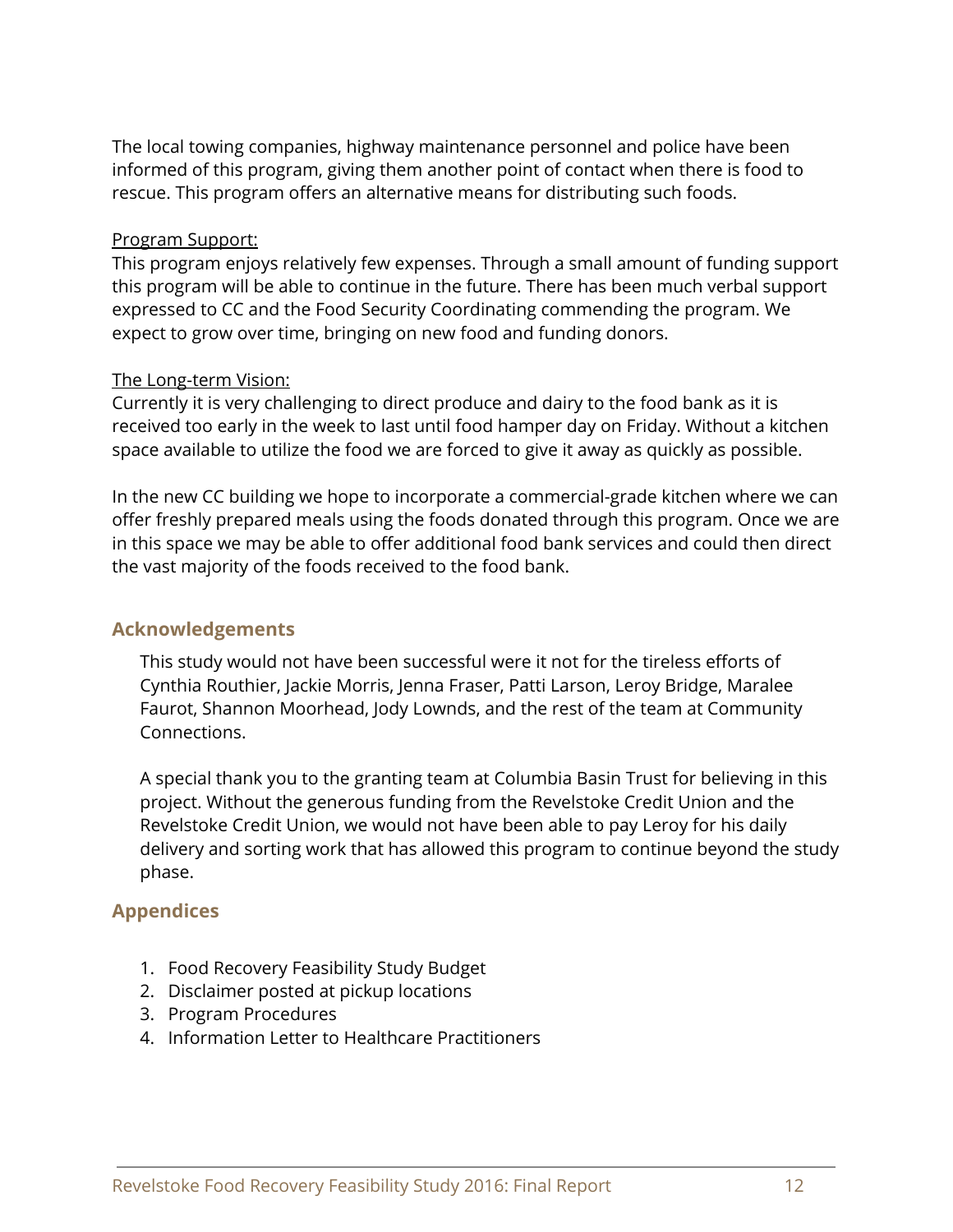The local towing companies, highway maintenance personnel and police have been informed of this program, giving them another point of contact when there is food to rescue. This program offers an alternative means for distributing such foods.

Program Support:

This program enjoys relatively few expenses. Through a small amount of funding support this program will be able to continue in the future. There has been much verbal support expressed to CC and the Food Security Coordinating commending the program. We expect to grow over time, bringing on new food and funding donors.

The Long-term Vision:

Currently it is very challenging to direct produce and dairy to the food bank as it is received too early in the week to last until food hamper day on Friday. Without a kitchen space available to utilize the food we are forced to give it away as quickly as possible.

In the new CC building we hope to incorporate a commercial-grade kitchen where we can offer freshly prepared meals using the foods donated through this program. Once we are in this space we may be able to offer additional food bank services and could then direct the vast majority of the foods received to the food bank.

## Acknowledgements

This study would not have been successful were it not for the tireless efforts of Cynthia Routhier, Jackie Morris, Jenna Fraser, Patti Larson, Leroy Bridge, Maralee Faurot, Shannon Moorhead, Jody Lownds, and the rest of the team at Community Connections.

A special thank you to the granting team at Columbia Basin Trust for believing in this project. Without the generous funding from the Revelstoke Credit Union and the Revelstoke Credit Union, we would not have been able to pay Leroy for his daily delivery and sorting work that has allowed this program to continue beyond the study phase.

## Appendices

1. Food Recovery Feasibility Study Budget
2. Disclaimer posted at pickup locations
3. Program Procedures
4. Information Letter to Healthcare Practitioners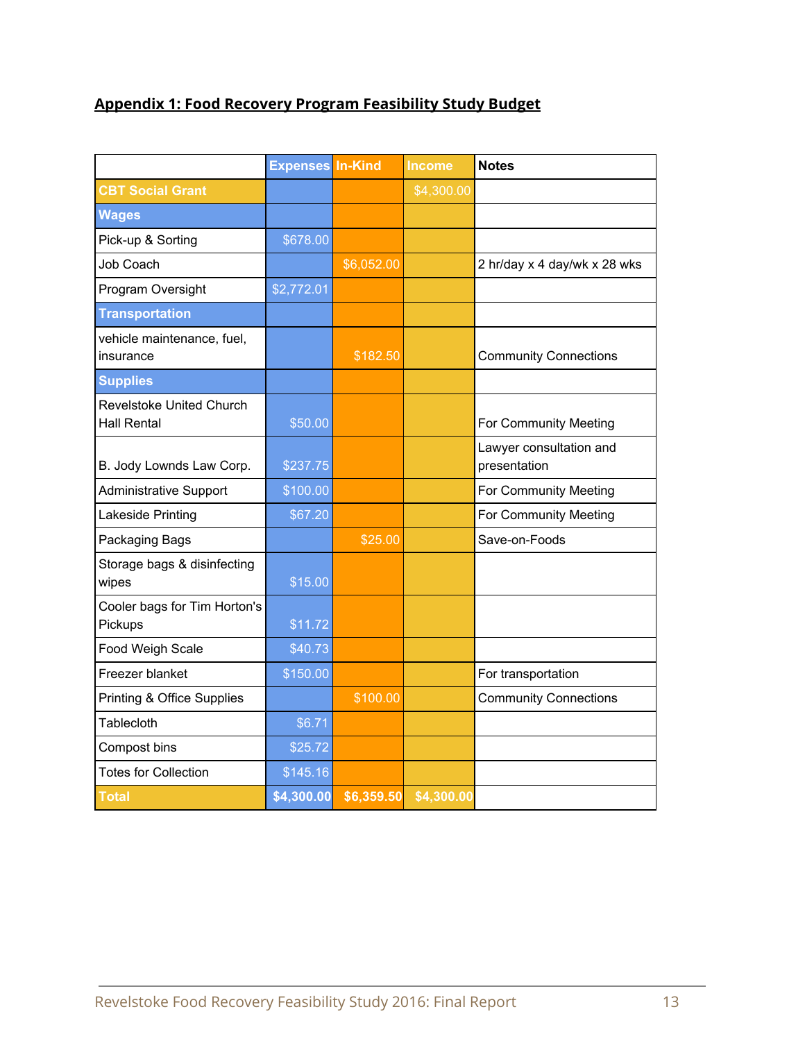## Appendix 1: Food Recovery Program Feasibility Study Budget

| | Expenses | In-Kind | Income | Notes |
|---|---|---|---|---|
| **CBT Social Grant** | | | $4,300.00 | |
| **Wages** | | | | |
| Pick-up & Sorting | $678.00 | | | |
| Job Coach | | $6,052.00 | | 2 hr/day x 4 day/wk x 28 wks |
| Program Oversight | $2,772.01 | | | |
| **Transportation** | | | | |
| vehicle maintenance, fuel, insurance | | $182.50 | | Community Connections |
| **Supplies** | | | | |
| Revelstoke United Church Hall Rental | $50.00 | | | For Community Meeting |
| B. Jody Lownds Law Corp. | $237.75 | | | Lawyer consultation and presentation |
| Administrative Support | $100.00 | | | For Community Meeting |
| Lakeside Printing | $67.20 | | | For Community Meeting |
| Packaging Bags | | $25.00 | | Save-on-Foods |
| Storage bags & disinfecting wipes | $15.00 | | | |
| Cooler bags for Tim Horton's Pickups | $11.72 | | | |
| Food Weigh Scale | $40.73 | | | |
| Freezer blanket | $150.00 | | | For transportation |
| Printing & Office Supplies | | $100.00 | | Community Connections |
| Tablecloth | $6.71 | | | |
| Compost bins | $25.72 | | | |
| Totes for Collection | $145.16 | | | |
| **Total** | **$4,300.00** | **$6,359.50** | **$4,300.00** | |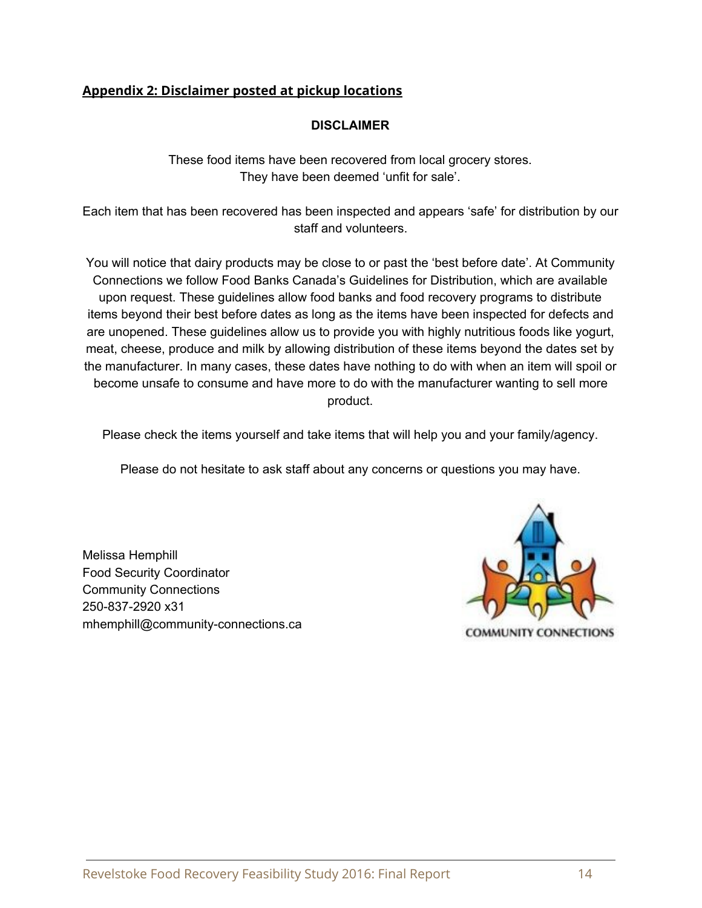## Appendix 2: Disclaimer posted at pickup locations

**DISCLAIMER**

These food items have been recovered from local grocery stores.
They have been deemed 'unfit for sale'.

Each item that has been recovered has been inspected and appears 'safe' for distribution by our staff and volunteers.

You will notice that dairy products may be close to or past the 'best before date'. At Community Connections we follow Food Banks Canada's Guidelines for Distribution, which are available upon request. These guidelines allow food banks and food recovery programs to distribute items beyond their best before dates as long as the items have been inspected for defects and are unopened. These guidelines allow us to provide you with highly nutritious foods like yogurt, meat, cheese, produce and milk by allowing distribution of these items beyond the dates set by the manufacturer. In many cases, these dates have nothing to do with when an item will spoil or become unsafe to consume and have more to do with the manufacturer wanting to sell more product.

Please check the items yourself and take items that will help you and your family/agency.

Please do not hesitate to ask staff about any concerns or questions you may have.

Melissa Hemphill
Food Security Coordinator
Community Connections
250-837-2920 x31
mhemphill@community-connections.ca

COMMUNITY CONNECTIONS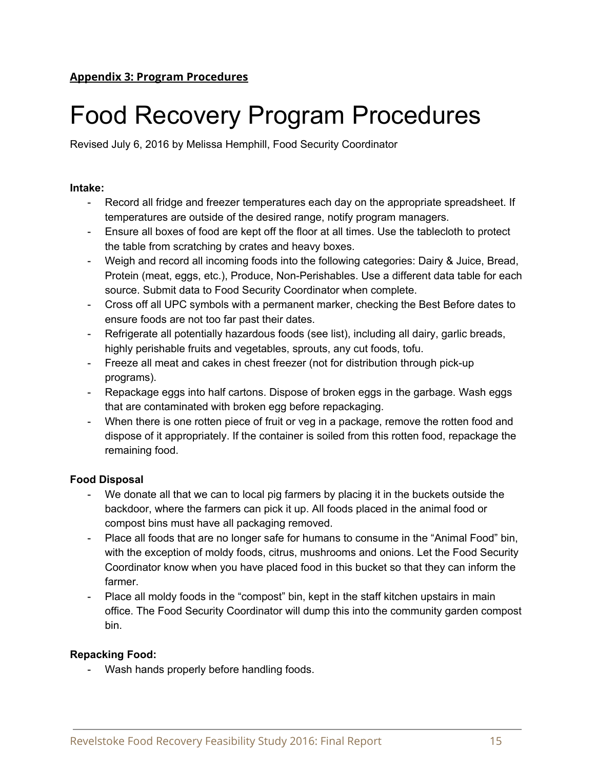**Appendix 3: Program Procedures**

# Food Recovery Program Procedures

Revised July 6, 2016 by Melissa Hemphill, Food Security Coordinator

**Intake:**

- Record all fridge and freezer temperatures each day on the appropriate spreadsheet. If temperatures are outside of the desired range, notify program managers.
- Ensure all boxes of food are kept off the floor at all times. Use the tablecloth to protect the table from scratching by crates and heavy boxes.
- Weigh and record all incoming foods into the following categories: Dairy & Juice, Bread, Protein (meat, eggs, etc.), Produce, Non-Perishables. Use a different data table for each source. Submit data to Food Security Coordinator when complete.
- Cross off all UPC symbols with a permanent marker, checking the Best Before dates to ensure foods are not too far past their dates.
- Refrigerate all potentially hazardous foods (see list), including all dairy, garlic breads, highly perishable fruits and vegetables, sprouts, any cut foods, tofu.
- Freeze all meat and cakes in chest freezer (not for distribution through pick-up programs).
- Repackage eggs into half cartons. Dispose of broken eggs in the garbage. Wash eggs that are contaminated with broken egg before repackaging.
- When there is one rotten piece of fruit or veg in a package, remove the rotten food and dispose of it appropriately. If the container is soiled from this rotten food, repackage the remaining food.

**Food Disposal**

- We donate all that we can to local pig farmers by placing it in the buckets outside the backdoor, where the farmers can pick it up. All foods placed in the animal food or compost bins must have all packaging removed.
- Place all foods that are no longer safe for humans to consume in the "Animal Food" bin, with the exception of moldy foods, citrus, mushrooms and onions. Let the Food Security Coordinator know when you have placed food in this bucket so that they can inform the farmer.
- Place all moldy foods in the "compost" bin, kept in the staff kitchen upstairs in main office. The Food Security Coordinator will dump this into the community garden compost bin.

**Repacking Food:**

- Wash hands properly before handling foods.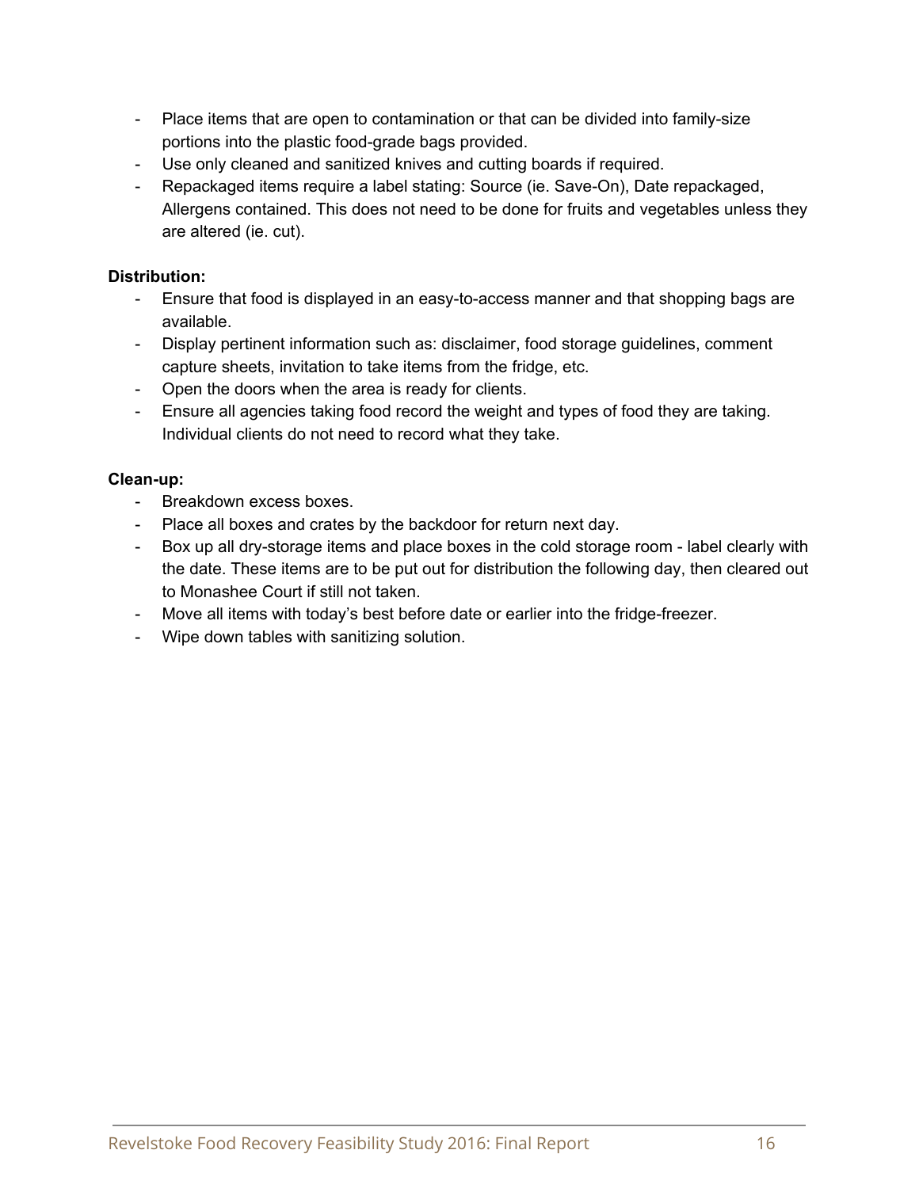- Place items that are open to contamination or that can be divided into family-size portions into the plastic food-grade bags provided.
- Use only cleaned and sanitized knives and cutting boards if required.
- Repackaged items require a label stating: Source (ie. Save-On), Date repackaged, Allergens contained. This does not need to be done for fruits and vegetables unless they are altered (ie. cut).

**Distribution:**

- Ensure that food is displayed in an easy-to-access manner and that shopping bags are available.
- Display pertinent information such as: disclaimer, food storage guidelines, comment capture sheets, invitation to take items from the fridge, etc.
- Open the doors when the area is ready for clients.
- Ensure all agencies taking food record the weight and types of food they are taking. Individual clients do not need to record what they take.

**Clean-up:**

- Breakdown excess boxes.
- Place all boxes and crates by the backdoor for return next day.
- Box up all dry-storage items and place boxes in the cold storage room - label clearly with the date. These items are to be put out for distribution the following day, then cleared out to Monashee Court if still not taken.
- Move all items with today's best before date or earlier into the fridge-freezer.
- Wipe down tables with sanitizing solution.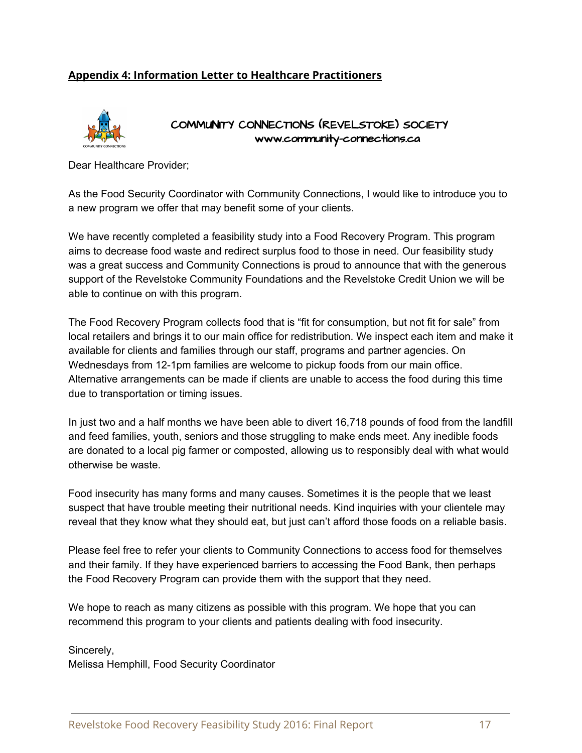## Appendix 4: Information Letter to Healthcare Practitioners

COMMUNITY CONNECTIONS (REVELSTOKE) SOCIETY
www.community-connections.ca

Dear Healthcare Provider;

As the Food Security Coordinator with Community Connections, I would like to introduce you to a new program we offer that may benefit some of your clients.

We have recently completed a feasibility study into a Food Recovery Program. This program aims to decrease food waste and redirect surplus food to those in need. Our feasibility study was a great success and Community Connections is proud to announce that with the generous support of the Revelstoke Community Foundations and the Revelstoke Credit Union we will be able to continue on with this program.

The Food Recovery Program collects food that is "fit for consumption, but not fit for sale" from local retailers and brings it to our main office for redistribution. We inspect each item and make it available for clients and families through our staff, programs and partner agencies. On Wednesdays from 12-1pm families are welcome to pickup foods from our main office. Alternative arrangements can be made if clients are unable to access the food during this time due to transportation or timing issues.

In just two and a half months we have been able to divert 16,718 pounds of food from the landfill and feed families, youth, seniors and those struggling to make ends meet. Any inedible foods are donated to a local pig farmer or composted, allowing us to responsibly deal with what would otherwise be waste.

Food insecurity has many forms and many causes. Sometimes it is the people that we least suspect that have trouble meeting their nutritional needs. Kind inquiries with your clientele may reveal that they know what they should eat, but just can't afford those foods on a reliable basis.

Please feel free to refer your clients to Community Connections to access food for themselves and their family. If they have experienced barriers to accessing the Food Bank, then perhaps the Food Recovery Program can provide them with the support that they need.

We hope to reach as many citizens as possible with this program. We hope that you can recommend this program to your clients and patients dealing with food insecurity.

Sincerely,
Melissa Hemphill, Food Security Coordinator